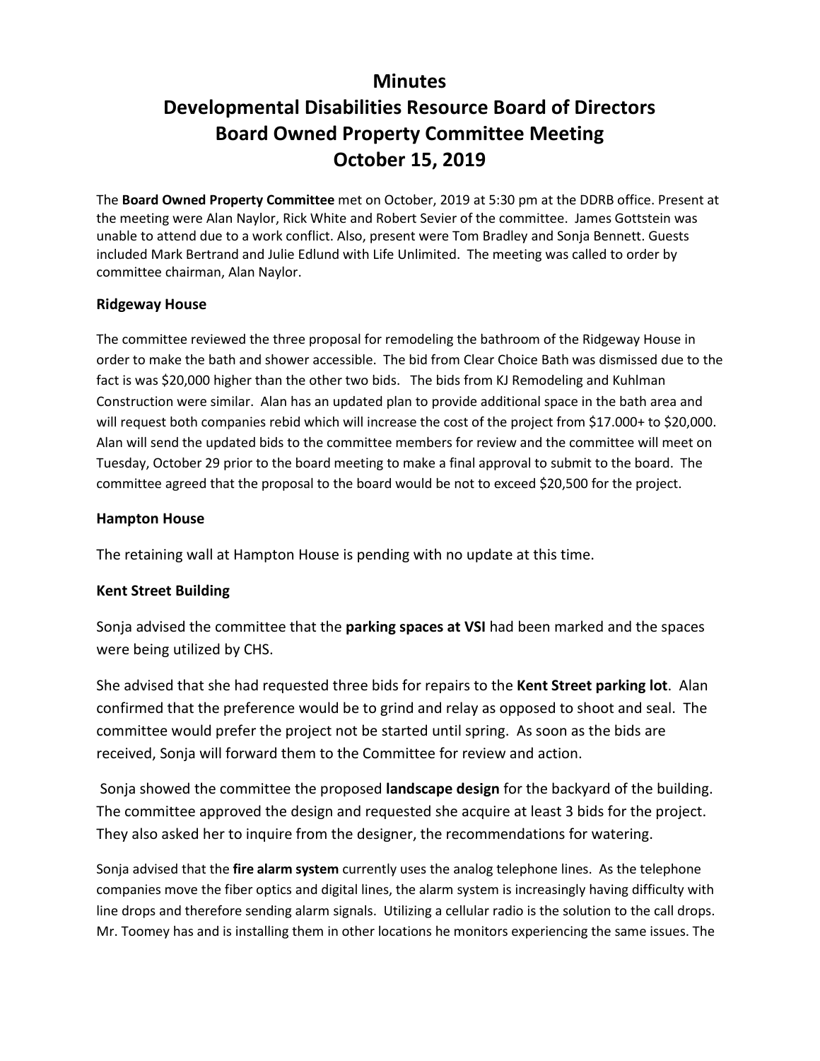# Minutes
# Developmental Disabilities Resource Board of Directors
# Board Owned Property Committee Meeting
# October 15, 2019

The **Board Owned Property Committee** met on October, 2019 at 5:30 pm at the DDRB office. Present at the meeting were Alan Naylor, Rick White and Robert Sevier of the committee. James Gottstein was unable to attend due to a work conflict. Also, present were Tom Bradley and Sonja Bennett. Guests included Mark Bertrand and Julie Edlund with Life Unlimited. The meeting was called to order by committee chairman, Alan Naylor.

**Ridgeway House**

The committee reviewed the three proposal for remodeling the bathroom of the Ridgeway House in order to make the bath and shower accessible. The bid from Clear Choice Bath was dismissed due to the fact is was $20,000 higher than the other two bids. The bids from KJ Remodeling and Kuhlman Construction were similar. Alan has an updated plan to provide additional space in the bath area and will request both companies rebid which will increase the cost of the project from $17.000+ to $20,000. Alan will send the updated bids to the committee members for review and the committee will meet on Tuesday, October 29 prior to the board meeting to make a final approval to submit to the board. The committee agreed that the proposal to the board would be not to exceed $20,500 for the project.

**Hampton House**

The retaining wall at Hampton House is pending with no update at this time.

**Kent Street Building**

Sonja advised the committee that the **parking spaces at VSI** had been marked and the spaces were being utilized by CHS.

She advised that she had requested three bids for repairs to the **Kent Street parking lot**. Alan confirmed that the preference would be to grind and relay as opposed to shoot and seal. The committee would prefer the project not be started until spring. As soon as the bids are received, Sonja will forward them to the Committee for review and action.

Sonja showed the committee the proposed **landscape design** for the backyard of the building. The committee approved the design and requested she acquire at least 3 bids for the project. They also asked her to inquire from the designer, the recommendations for watering.

Sonja advised that the **fire alarm system** currently uses the analog telephone lines. As the telephone companies move the fiber optics and digital lines, the alarm system is increasingly having difficulty with line drops and therefore sending alarm signals. Utilizing a cellular radio is the solution to the call drops. Mr. Toomey has and is installing them in other locations he monitors experiencing the same issues. The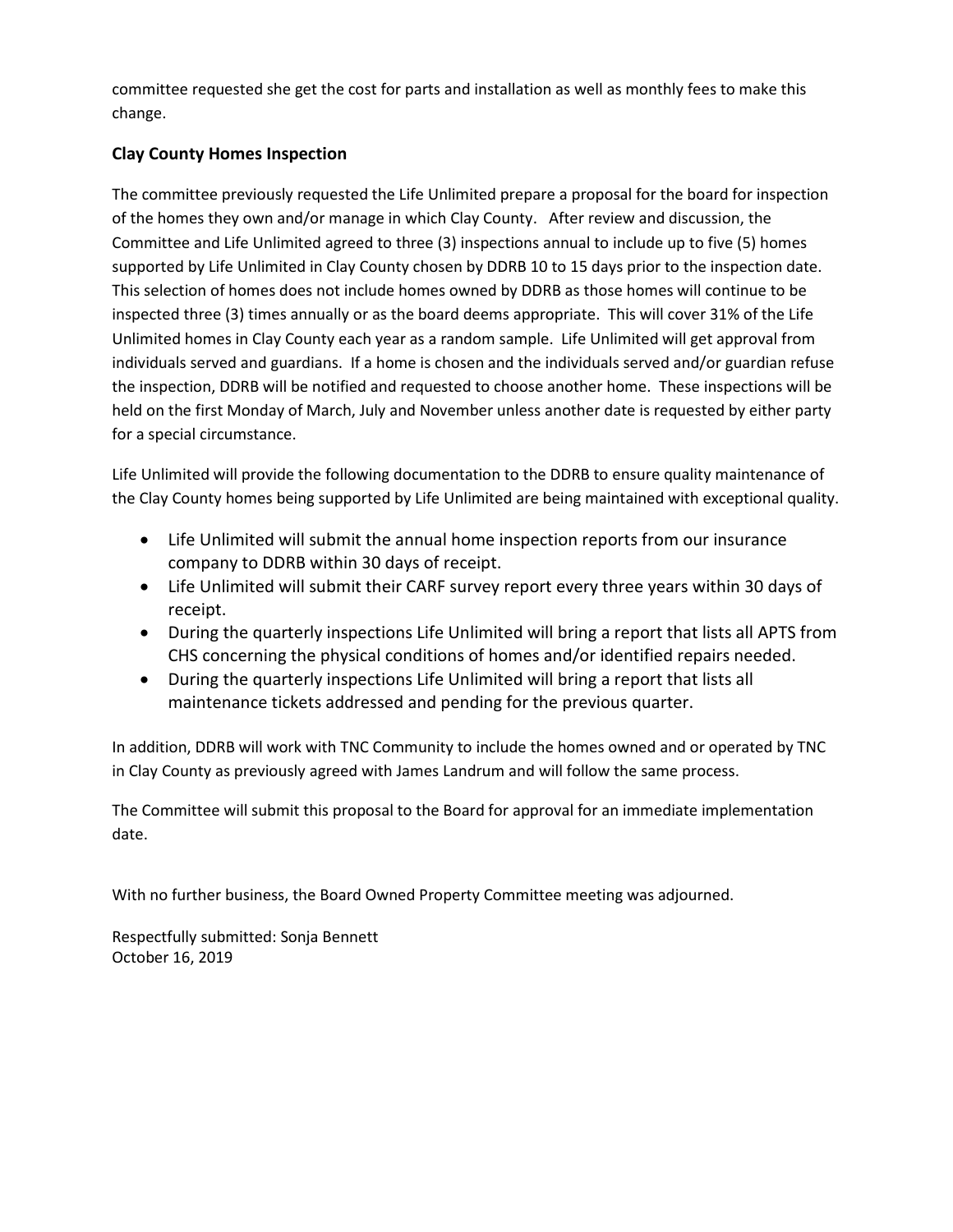committee requested she get the cost for parts and installation as well as monthly fees to make this change.

### Clay County Homes Inspection

The committee previously requested the Life Unlimited prepare a proposal for the board for inspection of the homes they own and/or manage in which Clay County. After review and discussion, the Committee and Life Unlimited agreed to three (3) inspections annual to include up to five (5) homes supported by Life Unlimited in Clay County chosen by DDRB 10 to 15 days prior to the inspection date. This selection of homes does not include homes owned by DDRB as those homes will continue to be inspected three (3) times annually or as the board deems appropriate. This will cover 31% of the Life Unlimited homes in Clay County each year as a random sample. Life Unlimited will get approval from individuals served and guardians. If a home is chosen and the individuals served and/or guardian refuse the inspection, DDRB will be notified and requested to choose another home. These inspections will be held on the first Monday of March, July and November unless another date is requested by either party for a special circumstance.

Life Unlimited will provide the following documentation to the DDRB to ensure quality maintenance of the Clay County homes being supported by Life Unlimited are being maintained with exceptional quality.

- Life Unlimited will submit the annual home inspection reports from our insurance company to DDRB within 30 days of receipt.
- Life Unlimited will submit their CARF survey report every three years within 30 days of receipt.
- During the quarterly inspections Life Unlimited will bring a report that lists all APTS from CHS concerning the physical conditions of homes and/or identified repairs needed.
- During the quarterly inspections Life Unlimited will bring a report that lists all maintenance tickets addressed and pending for the previous quarter.

In addition, DDRB will work with TNC Community to include the homes owned and or operated by TNC in Clay County as previously agreed with James Landrum and will follow the same process.

The Committee will submit this proposal to the Board for approval for an immediate implementation date.

With no further business, the Board Owned Property Committee meeting was adjourned.

Respectfully submitted: Sonja Bennett
October 16, 2019